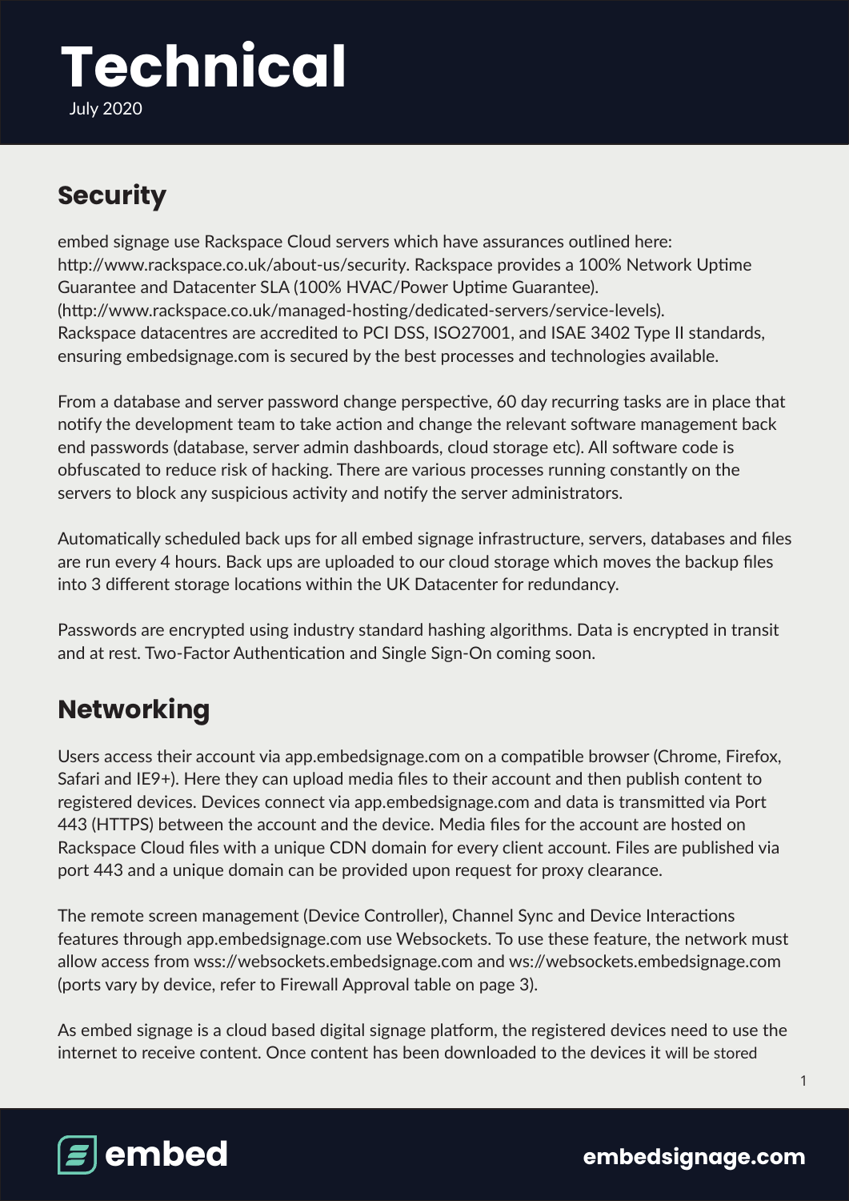# Technical

July 2020

## Security

embed signage use Rackspace Cloud servers which have assurances outlined here: http://www.rackspace.co.uk/about-us/security. Rackspace provides a 100% Network Uptime Guarantee and Datacenter SLA (100% HVAC/Power Uptime Guarantee). (http://www.rackspace.co.uk/managed-hosting/dedicated-servers/service-levels). Rackspace datacentres are accredited to PCI DSS, ISO27001, and ISAE 3402 Type II standards, ensuring embedsignage.com is secured by the best processes and technologies available.

From a database and server password change perspective, 60 day recurring tasks are in place that notify the development team to take action and change the relevant software management back end passwords (database, server admin dashboards, cloud storage etc). All software code is obfuscated to reduce risk of hacking. There are various processes running constantly on the servers to block any suspicious activity and notify the server administrators.

Automatically scheduled back ups for all embed signage infrastructure, servers, databases and files are run every 4 hours. Back ups are uploaded to our cloud storage which moves the backup files into 3 different storage locations within the UK Datacenter for redundancy.

Passwords are encrypted using industry standard hashing algorithms. Data is encrypted in transit and at rest. Two-Factor Authentication and Single Sign-On coming soon.

## Networking

Users access their account via app.embedsignage.com on a compatible browser (Chrome, Firefox, Safari and IE9+). Here they can upload media files to their account and then publish content to registered devices. Devices connect via app.embedsignage.com and data is transmitted via Port 443 (HTTPS) between the account and the device. Media files for the account are hosted on Rackspace Cloud files with a unique CDN domain for every client account. Files are published via port 443 and a unique domain can be provided upon request for proxy clearance.

The remote screen management (Device Controller), Channel Sync and Device Interactions features through app.embedsignage.com use Websockets. To use these feature, the network must allow access from wss://websockets.embedsignage.com and ws://websockets.embedsignage.com (ports vary by device, refer to Firewall Approval table on page 3).

As embed signage is a cloud based digital signage platform, the registered devices need to use the internet to receive content. Once content has been downloaded to the devices it will be stored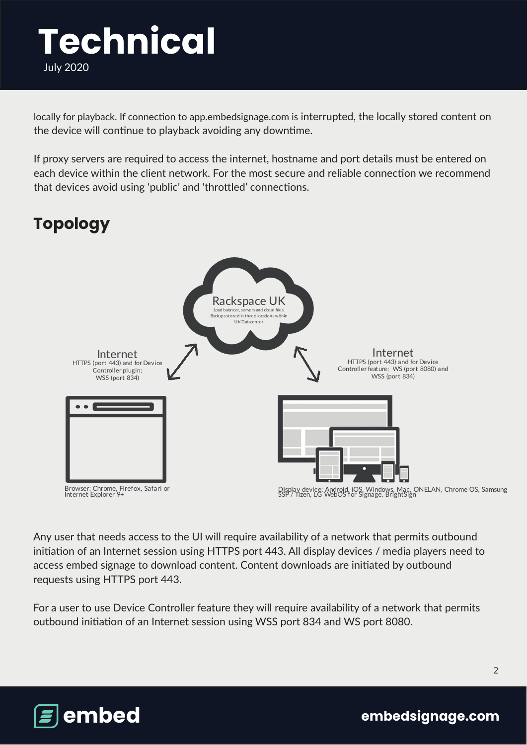locally for playback. If connection to app.embedsignage.com is interrupted, the locally stored content on the device will continue to playback avoiding any downtime.

If proxy servers are required to access the internet, hostname and port details must be entered on each device within the client network. For the most secure and reliable connection we recommend that devices avoid using 'public' and 'throttled' connections.

## Topology

Rackspace UK
Load balancer, servers and cloud files.
Backups stored in three locations within UK Datacenter

Internet
HTTPS (port 443) and for Device Controller plugin;
WSS (port 834)

Internet
HTTPS (port 443) and for Device Controller feature; WS (port 8080) and WSS (port 834)

Browser: Chrome, Firefox, Safari or Internet Explorer 9+

Display device: Android, iOS, Windows, Mac, ONELAN, Chrome OS, Samsung SSP / Tizen, LG WebOS for Signage, BrightSign

Any user that needs access to the UI will require availability of a network that permits outbound initiation of an Internet session using HTTPS port 443. All display devices / media players need to access embed signage to download content. Content downloads are initiated by outbound requests using HTTPS port 443.

For a user to use Device Controller feature they will require availability of a network that permits outbound initiation of an Internet session using WSS port 834 and WS port 8080.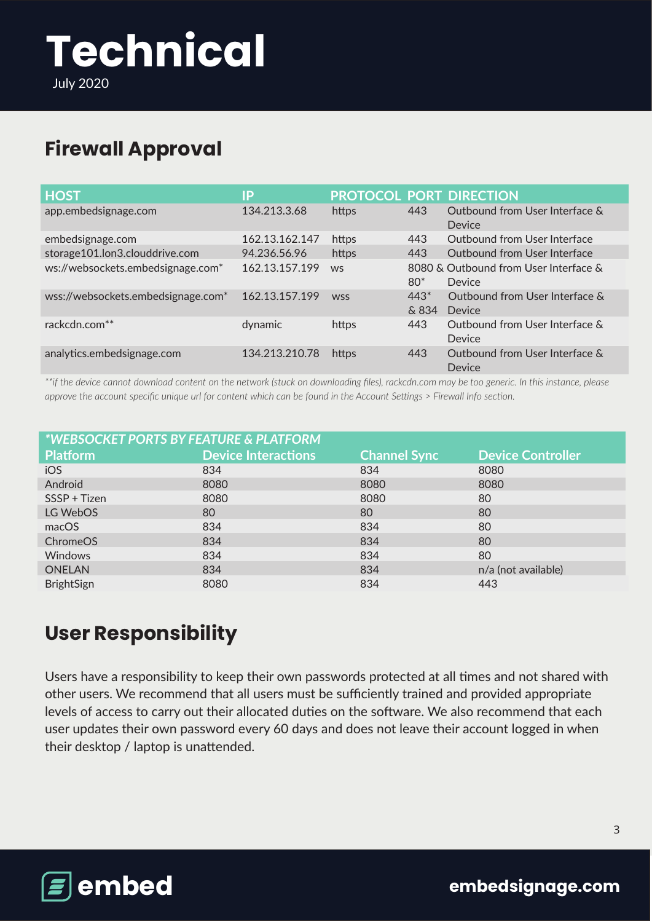# Technical

July 2020

## Firewall Approval

| HOST | IP | PROTOCOL | PORT | DIRECTION |
|---|---|---|---|---|
| app.embedsignage.com | 134.213.3.68 | https | 443 | Outbound from User Interface & Device |
| embedsignage.com | 162.13.162.147 | https | 443 | Outbound from User Interface |
| storage101.lon3.clouddrive.com | 94.236.56.96 | https | 443 | Outbound from User Interface |
| ws://websockets.embedsignage.com* | 162.13.157.199 | ws | 8080 & 80* | Outbound from User Interface & Device |
| wss://websockets.embedsignage.com* | 162.13.157.199 | wss | 443* & 834 | Outbound from User Interface & Device |
| rackcdn.com** | dynamic | https | 443 | Outbound from User Interface & Device |
| analytics.embedsignage.com | 134.213.210.78 | https | 443 | Outbound from User Interface & Device |

*\*\*if the device cannot download content on the network (stuck on downloading files), rackcdn.com may be too generic. In this instance, please approve the account specific unique url for content which can be found in the Account Settings > Firewall Info section.*

| *\*WEBSOCKET PORTS BY FEATURE & PLATFORM* | | | |
|---|---|---|---|
| **Platform** | **Device Interactions** | **Channel Sync** | **Device Controller** |
| iOS | 834 | 834 | 8080 |
| Android | 8080 | 8080 | 8080 |
| SSSP + Tizen | 8080 | 8080 | 80 |
| LG WebOS | 80 | 80 | 80 |
| macOS | 834 | 834 | 80 |
| ChromeOS | 834 | 834 | 80 |
| Windows | 834 | 834 | 80 |
| ONELAN | 834 | 834 | n/a (not available) |
| BrightSign | 8080 | 834 | 443 |

## User Responsibility

Users have a responsibility to keep their own passwords protected at all times and not shared with other users. We recommend that all users must be sufficiently trained and provided appropriate levels of access to carry out their allocated duties on the software. We also recommend that each user updates their own password every 60 days and does not leave their account logged in when their desktop / laptop is unattended.